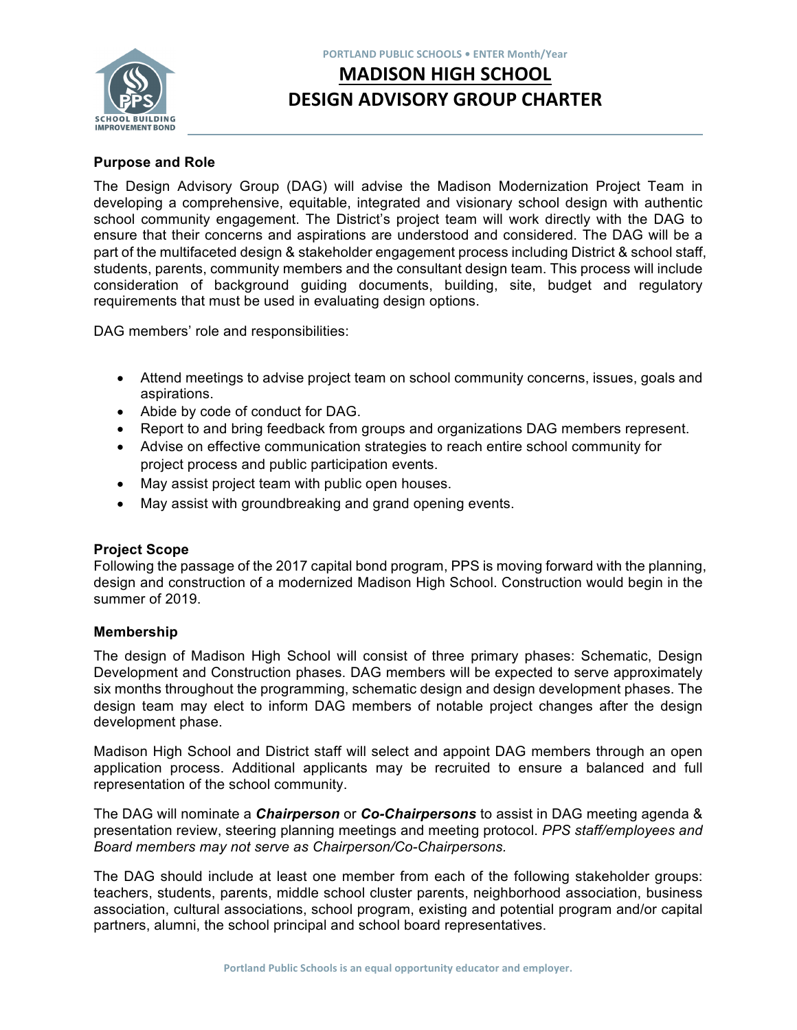PORTLAND PUBLIC SCHOOLS • ENTER Month/Year

# MADISON HIGH SCHOOL
# DESIGN ADVISORY GROUP CHARTER

**Purpose and Role**

The Design Advisory Group (DAG) will advise the Madison Modernization Project Team in developing a comprehensive, equitable, integrated and visionary school design with authentic school community engagement. The District's project team will work directly with the DAG to ensure that their concerns and aspirations are understood and considered. The DAG will be a part of the multifaceted design & stakeholder engagement process including District & school staff, students, parents, community members and the consultant design team. This process will include consideration of background guiding documents, building, site, budget and regulatory requirements that must be used in evaluating design options.

DAG members' role and responsibilities:

- Attend meetings to advise project team on school community concerns, issues, goals and aspirations.
- Abide by code of conduct for DAG.
- Report to and bring feedback from groups and organizations DAG members represent.
- Advise on effective communication strategies to reach entire school community for project process and public participation events.
- May assist project team with public open houses.
- May assist with groundbreaking and grand opening events.

**Project Scope**

Following the passage of the 2017 capital bond program, PPS is moving forward with the planning, design and construction of a modernized Madison High School. Construction would begin in the summer of 2019.

**Membership**

The design of Madison High School will consist of three primary phases: Schematic, Design Development and Construction phases. DAG members will be expected to serve approximately six months throughout the programming, schematic design and design development phases. The design team may elect to inform DAG members of notable project changes after the design development phase.

Madison High School and District staff will select and appoint DAG members through an open application process. Additional applicants may be recruited to ensure a balanced and full representation of the school community.

The DAG will nominate a ***Chairperson*** or ***Co-Chairpersons*** to assist in DAG meeting agenda & presentation review, steering planning meetings and meeting protocol. *PPS staff/employees and Board members may not serve as Chairperson/Co-Chairpersons.*

The DAG should include at least one member from each of the following stakeholder groups: teachers, students, parents, middle school cluster parents, neighborhood association, business association, cultural associations, school program, existing and potential program and/or capital partners, alumni, the school principal and school board representatives.

Portland Public Schools is an equal opportunity educator and employer.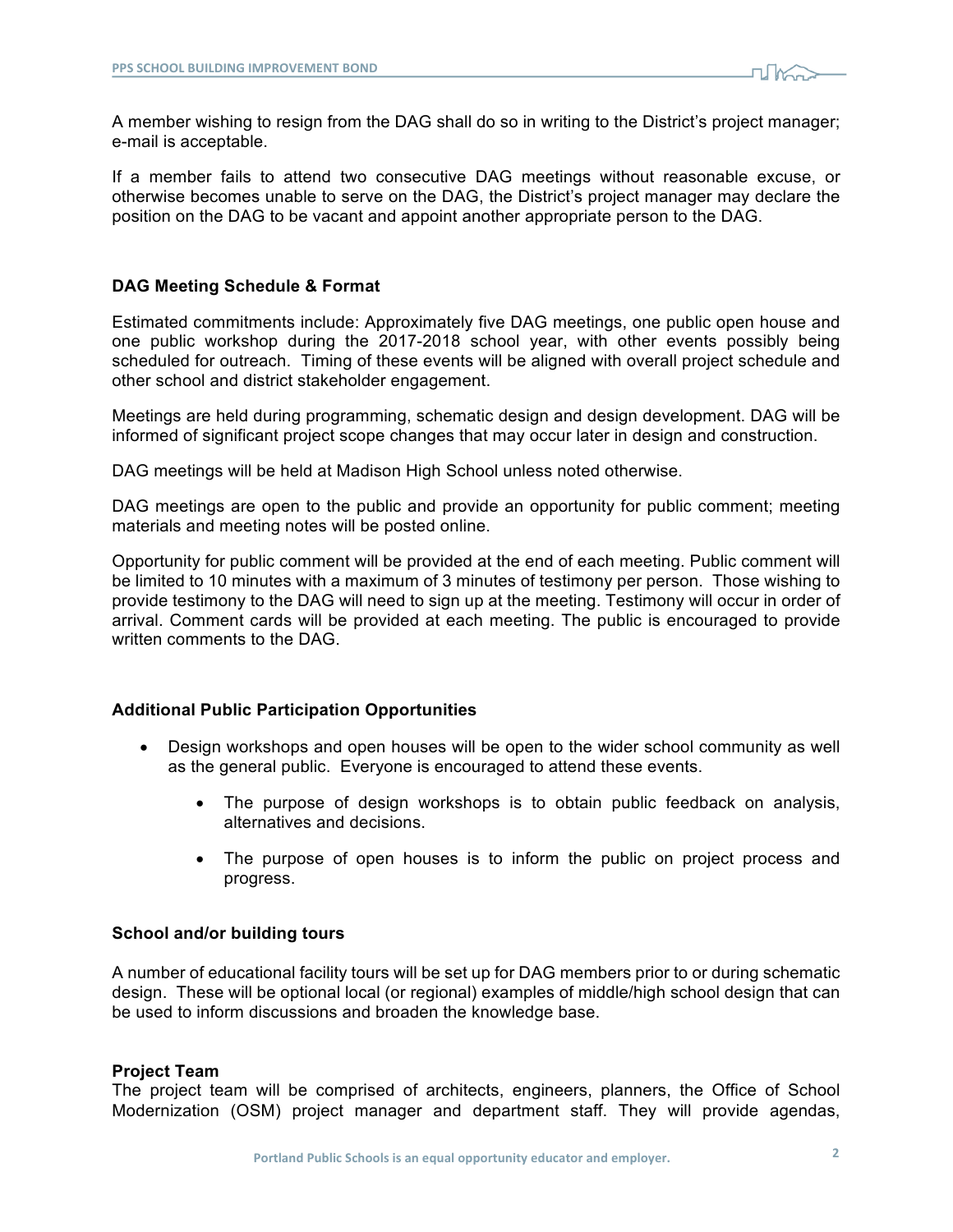A member wishing to resign from the DAG shall do so in writing to the District's project manager; e-mail is acceptable.

If a member fails to attend two consecutive DAG meetings without reasonable excuse, or otherwise becomes unable to serve on the DAG, the District's project manager may declare the position on the DAG to be vacant and appoint another appropriate person to the DAG.

### DAG Meeting Schedule & Format

Estimated commitments include: Approximately five DAG meetings, one public open house and one public workshop during the 2017-2018 school year, with other events possibly being scheduled for outreach. Timing of these events will be aligned with overall project schedule and other school and district stakeholder engagement.

Meetings are held during programming, schematic design and design development. DAG will be informed of significant project scope changes that may occur later in design and construction.

DAG meetings will be held at Madison High School unless noted otherwise.

DAG meetings are open to the public and provide an opportunity for public comment; meeting materials and meeting notes will be posted online.

Opportunity for public comment will be provided at the end of each meeting. Public comment will be limited to 10 minutes with a maximum of 3 minutes of testimony per person. Those wishing to provide testimony to the DAG will need to sign up at the meeting. Testimony will occur in order of arrival. Comment cards will be provided at each meeting. The public is encouraged to provide written comments to the DAG.

### Additional Public Participation Opportunities

- Design workshops and open houses will be open to the wider school community as well as the general public. Everyone is encouraged to attend these events.
    - The purpose of design workshops is to obtain public feedback on analysis, alternatives and decisions.
    - The purpose of open houses is to inform the public on project process and progress.

### School and/or building tours

A number of educational facility tours will be set up for DAG members prior to or during schematic design. These will be optional local (or regional) examples of middle/high school design that can be used to inform discussions and broaden the knowledge base.

### Project Team

The project team will be comprised of architects, engineers, planners, the Office of School Modernization (OSM) project manager and department staff. They will provide agendas,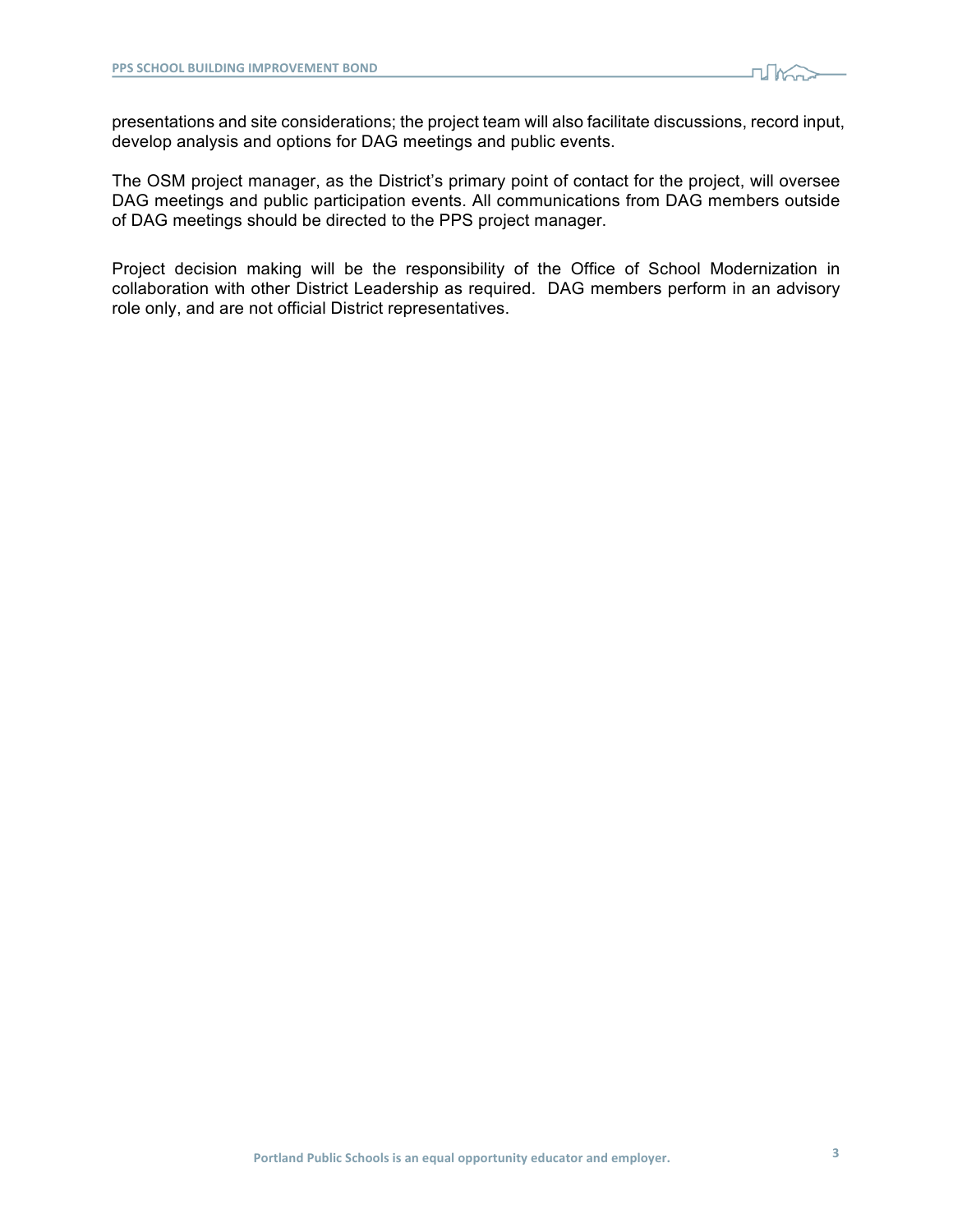presentations and site considerations; the project team will also facilitate discussions, record input, develop analysis and options for DAG meetings and public events.

The OSM project manager, as the District's primary point of contact for the project, will oversee DAG meetings and public participation events. All communications from DAG members outside of DAG meetings should be directed to the PPS project manager.

Project decision making will be the responsibility of the Office of School Modernization in collaboration with other District Leadership as required. DAG members perform in an advisory role only, and are not official District representatives.